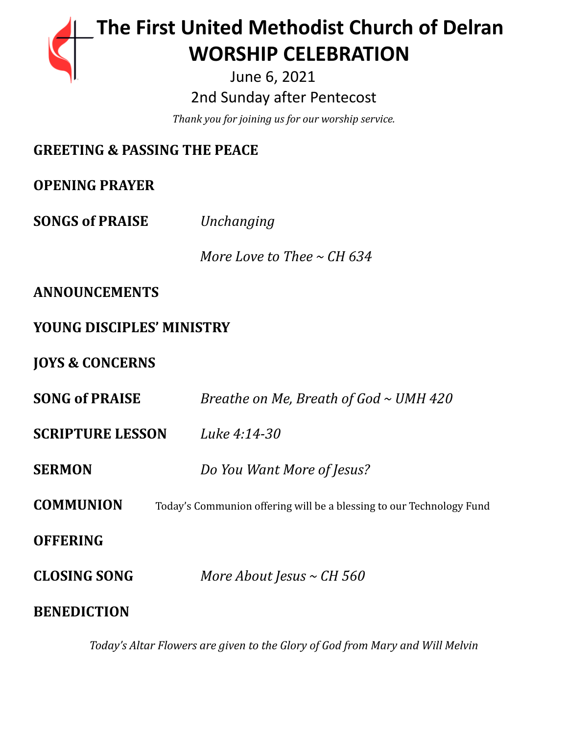# The First United Methodist Church of Delran
# WORSHIP CELEBRATION

June 6, 2021

2nd Sunday after Pentecost

*Thank you for joining us for our worship service.*

**GREETING & PASSING THE PEACE**

**OPENING PRAYER**

**SONGS of PRAISE** *Unchanging*

*More Love to Thee ~ CH 634*

**ANNOUNCEMENTS**

**YOUNG DISCIPLES' MINISTRY**

**JOYS & CONCERNS**

**SONG of PRAISE** *Breathe on Me, Breath of God ~ UMH 420*

**SCRIPTURE LESSON** *Luke 4:14-30*

**SERMON** *Do You Want More of Jesus?*

**COMMUNION** Today's Communion offering will be a blessing to our Technology Fund

**OFFERING**

**CLOSING SONG** *More About Jesus ~ CH 560*

**BENEDICTION**

*Today's Altar Flowers are given to the Glory of God from Mary and Will Melvin*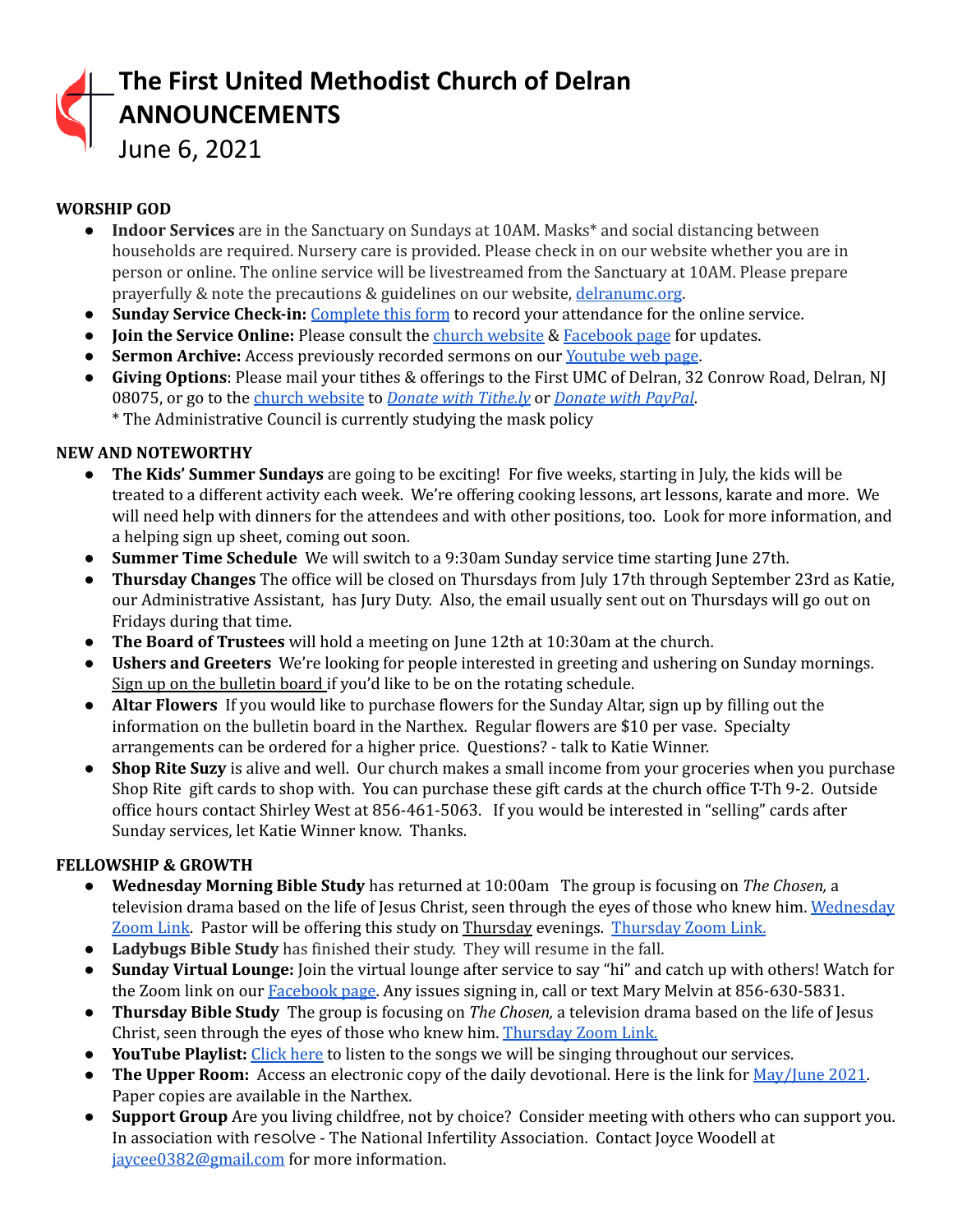# The First United Methodist Church of Delran
# ANNOUNCEMENTS
June 6, 2021

**WORSHIP GOD**

- **Indoor Services** are in the Sanctuary on Sundays at 10AM. Masks* and social distancing between households are required. Nursery care is provided. Please check in on our website whether you are in person or online. The online service will be livestreamed from the Sanctuary at 10AM. Please prepare prayerfully & note the precautions & guidelines on our website, delranumc.org.
- **Sunday Service Check-in:** Complete this form to record your attendance for the online service.
- **Join the Service Online:** Please consult the church website & Facebook page for updates.
- **Sermon Archive:** Access previously recorded sermons on our Youtube web page.
- **Giving Options**: Please mail your tithes & offerings to the First UMC of Delran, 32 Conrow Road, Delran, NJ 08075, or go to the church website to *Donate with Tithe.ly* or *Donate with PayPal*.
  * The Administrative Council is currently studying the mask policy

**NEW AND NOTEWORTHY**

- **The Kids' Summer Sundays** are going to be exciting! For five weeks, starting in July, the kids will be treated to a different activity each week. We're offering cooking lessons, art lessons, karate and more. We will need help with dinners for the attendees and with other positions, too. Look for more information, and a helping sign up sheet, coming out soon.
- **Summer Time Schedule** We will switch to a 9:30am Sunday service time starting June 27th.
- **Thursday Changes** The office will be closed on Thursdays from July 17th through September 23rd as Katie, our Administrative Assistant, has Jury Duty. Also, the email usually sent out on Thursdays will go out on Fridays during that time.
- **The Board of Trustees** will hold a meeting on June 12th at 10:30am at the church.
- **Ushers and Greeters** We're looking for people interested in greeting and ushering on Sunday mornings. Sign up on the bulletin board if you'd like to be on the rotating schedule.
- **Altar Flowers** If you would like to purchase flowers for the Sunday Altar, sign up by filling out the information on the bulletin board in the Narthex. Regular flowers are $10 per vase. Specialty arrangements can be ordered for a higher price. Questions? - talk to Katie Winner.
- **Shop Rite Suzy** is alive and well. Our church makes a small income from your groceries when you purchase Shop Rite gift cards to shop with. You can purchase these gift cards at the church office T-Th 9-2. Outside office hours contact Shirley West at 856-461-5063. If you would be interested in "selling" cards after Sunday services, let Katie Winner know. Thanks.

**FELLOWSHIP & GROWTH**

- **Wednesday Morning Bible Study** has returned at 10:00am The group is focusing on *The Chosen,* a television drama based on the life of Jesus Christ, seen through the eyes of those who knew him. Wednesday Zoom Link. Pastor will be offering this study on Thursday evenings. Thursday Zoom Link.
- **Ladybugs Bible Study** has finished their study. They will resume in the fall.
- **Sunday Virtual Lounge:** Join the virtual lounge after service to say "hi" and catch up with others! Watch for the Zoom link on our Facebook page. Any issues signing in, call or text Mary Melvin at 856-630-5831.
- **Thursday Bible Study** The group is focusing on *The Chosen,* a television drama based on the life of Jesus Christ, seen through the eyes of those who knew him. Thursday Zoom Link.
- **YouTube Playlist:** Click here to listen to the songs we will be singing throughout our services.
- **The Upper Room:** Access an electronic copy of the daily devotional. Here is the link for May/June 2021. Paper copies are available in the Narthex.
- **Support Group** Are you living childfree, not by choice? Consider meeting with others who can support you. In association with resolve - The National Infertility Association. Contact Joyce Woodell at jaycee0382@gmail.com for more information.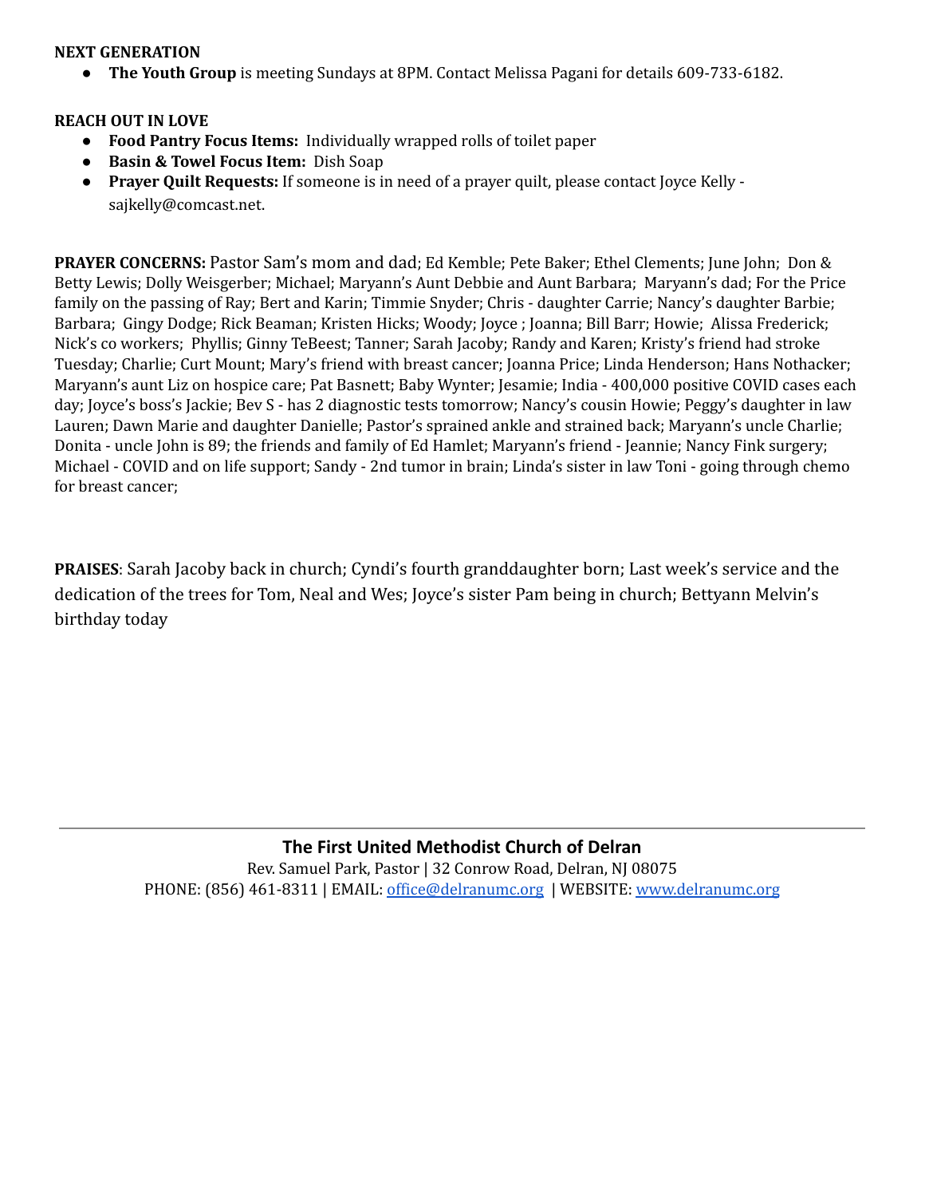**NEXT GENERATION**

- **The Youth Group** is meeting Sundays at 8PM. Contact Melissa Pagani for details 609-733-6182.

**REACH OUT IN LOVE**

- **Food Pantry Focus Items:** Individually wrapped rolls of toilet paper
- **Basin & Towel Focus Item:** Dish Soap
- **Prayer Quilt Requests:** If someone is in need of a prayer quilt, please contact Joyce Kelly - sajkelly@comcast.net.

**PRAYER CONCERNS:** Pastor Sam's mom and dad; Ed Kemble; Pete Baker; Ethel Clements; June John; Don & Betty Lewis; Dolly Weisgerber; Michael; Maryann's Aunt Debbie and Aunt Barbara; Maryann's dad; For the Price family on the passing of Ray; Bert and Karin; Timmie Snyder; Chris - daughter Carrie; Nancy's daughter Barbie; Barbara; Gingy Dodge; Rick Beaman; Kristen Hicks; Woody; Joyce ; Joanna; Bill Barr; Howie; Alissa Frederick; Nick's co workers; Phyllis; Ginny TeBeest; Tanner; Sarah Jacoby; Randy and Karen; Kristy's friend had stroke Tuesday; Charlie; Curt Mount; Mary's friend with breast cancer; Joanna Price; Linda Henderson; Hans Nothacker; Maryann's aunt Liz on hospice care; Pat Basnett; Baby Wynter; Jesamie; India - 400,000 positive COVID cases each day; Joyce's boss's Jackie; Bev S - has 2 diagnostic tests tomorrow; Nancy's cousin Howie; Peggy's daughter in law Lauren; Dawn Marie and daughter Danielle; Pastor's sprained ankle and strained back; Maryann's uncle Charlie; Donita - uncle John is 89; the friends and family of Ed Hamlet; Maryann's friend - Jeannie; Nancy Fink surgery; Michael - COVID and on life support; Sandy - 2nd tumor in brain; Linda's sister in law Toni - going through chemo for breast cancer;

**PRAISES**: Sarah Jacoby back in church; Cyndi's fourth granddaughter born; Last week's service and the dedication of the trees for Tom, Neal and Wes; Joyce's sister Pam being in church; Bettyann Melvin's birthday today

---

**The First United Methodist Church of Delran**

Rev. Samuel Park, Pastor | 32 Conrow Road, Delran, NJ 08075

PHONE: (856) 461-8311 | EMAIL: office@delranumc.org | WEBSITE: www.delranumc.org